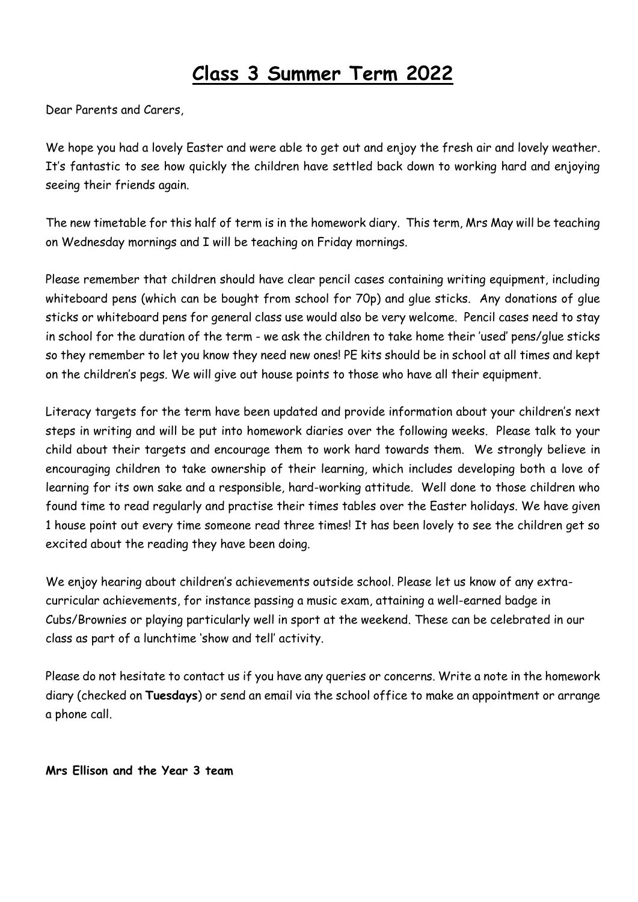# Class 3 Summer Term 2022

Dear Parents and Carers,

We hope you had a lovely Easter and were able to get out and enjoy the fresh air and lovely weather. It's fantastic to see how quickly the children have settled back down to working hard and enjoying seeing their friends again.

The new timetable for this half of term is in the homework diary. This term, Mrs May will be teaching on Wednesday mornings and I will be teaching on Friday mornings.

Please remember that children should have clear pencil cases containing writing equipment, including whiteboard pens (which can be bought from school for 70p) and glue sticks. Any donations of glue sticks or whiteboard pens for general class use would also be very welcome. Pencil cases need to stay in school for the duration of the term - we ask the children to take home their 'used' pens/glue sticks so they remember to let you know they need new ones! PE kits should be in school at all times and kept on the children's pegs. We will give out house points to those who have all their equipment.

Literacy targets for the term have been updated and provide information about your children's next steps in writing and will be put into homework diaries over the following weeks. Please talk to your child about their targets and encourage them to work hard towards them. We strongly believe in encouraging children to take ownership of their learning, which includes developing both a love of learning for its own sake and a responsible, hard-working attitude. Well done to those children who found time to read regularly and practise their times tables over the Easter holidays. We have given 1 house point out every time someone read three times! It has been lovely to see the children get so excited about the reading they have been doing.

We enjoy hearing about children's achievements outside school. Please let us know of any extra-curricular achievements, for instance passing a music exam, attaining a well-earned badge in Cubs/Brownies or playing particularly well in sport at the weekend. These can be celebrated in our class as part of a lunchtime 'show and tell' activity.

Please do not hesitate to contact us if you have any queries or concerns. Write a note in the homework diary (checked on **Tuesdays**) or send an email via the school office to make an appointment or arrange a phone call.

**Mrs Ellison and the Year 3 team**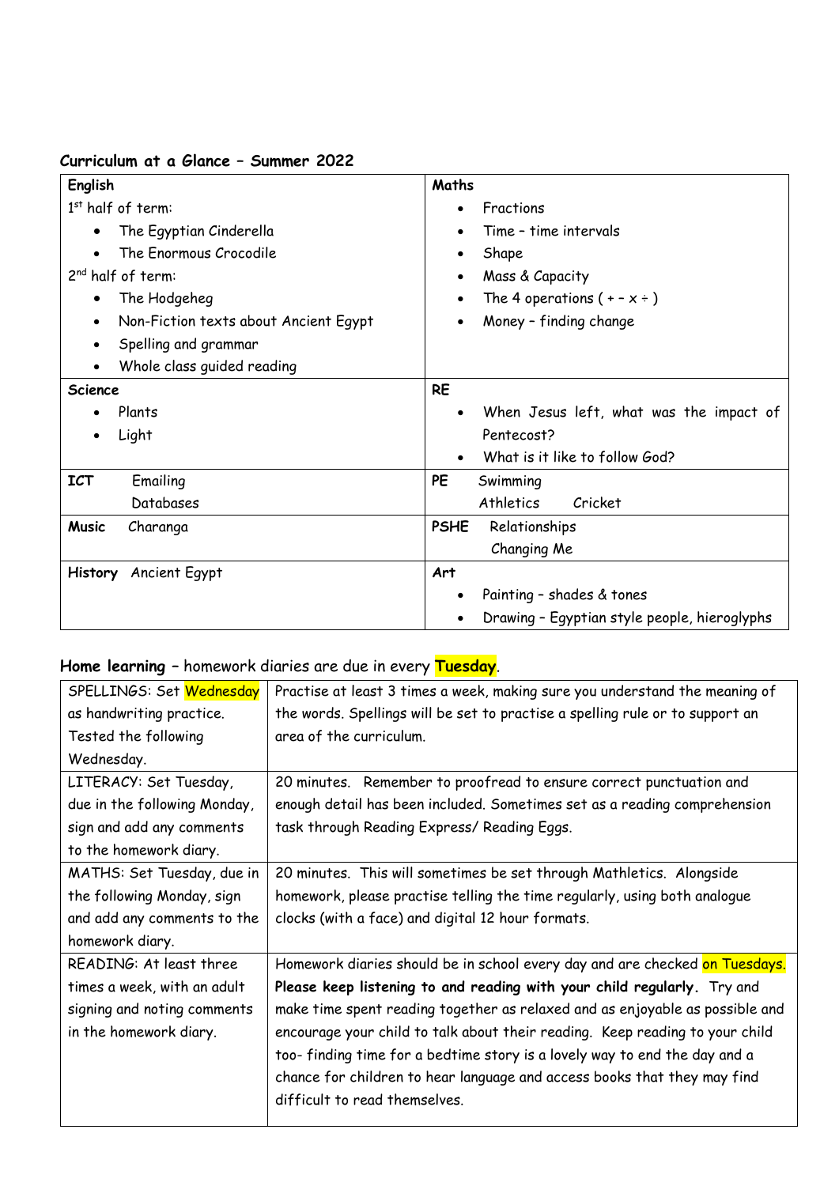**Curriculum at a Glance – Summer 2022**

| English | Maths |
|---|---|
| 1st half of term:<br>• The Egyptian Cinderella<br>• The Enormous Crocodile<br>2nd half of term:<br>• The Hodgeheg<br>• Non-Fiction texts about Ancient Egypt<br>• Spelling and grammar<br>• Whole class guided reading | • Fractions<br>• Time – time intervals<br>• Shape<br>• Mass & Capacity<br>• The 4 operations ( + – x ÷ )<br>• Money – finding change |
| **Science**<br>• Plants<br>• Light | **RE**<br>• When Jesus left, what was the impact of Pentecost?<br>• What is it like to follow God? |
| **ICT** Emailing<br>Databases | **PE** Swimming<br>Athletics Cricket |
| **Music** Charanga | **PSHE** Relationships<br>Changing Me |
| **History** Ancient Egypt | **Art**<br>• Painting – shades & tones<br>• Drawing – Egyptian style people, hieroglyphs |

**Home learning** – homework diaries are due in every **Tuesday**.

| | |
|---|---|
| SPELLINGS: Set Wednesday as handwriting practice. Tested the following Wednesday. | Practise at least 3 times a week, making sure you understand the meaning of the words. Spellings will be set to practise a spelling rule or to support an area of the curriculum. |
| LITERACY: Set Tuesday, due in the following Monday, sign and add any comments to the homework diary. | 20 minutes. Remember to proofread to ensure correct punctuation and enough detail has been included. Sometimes set as a reading comprehension task through Reading Express/ Reading Eggs. |
| MATHS: Set Tuesday, due in the following Monday, sign and add any comments to the homework diary. | 20 minutes. This will sometimes be set through Mathletics. Alongside homework, please practise telling the time regularly, using both analogue clocks (with a face) and digital 12 hour formats. |
| READING: At least three times a week, with an adult signing and noting comments in the homework diary. | Homework diaries should be in school every day and are checked on Tuesdays. **Please keep listening to and reading with your child regularly.** Try and make time spent reading together as relaxed and as enjoyable as possible and encourage your child to talk about their reading. Keep reading to your child too- finding time for a bedtime story is a lovely way to end the day and a chance for children to hear language and access books that they may find difficult to read themselves. |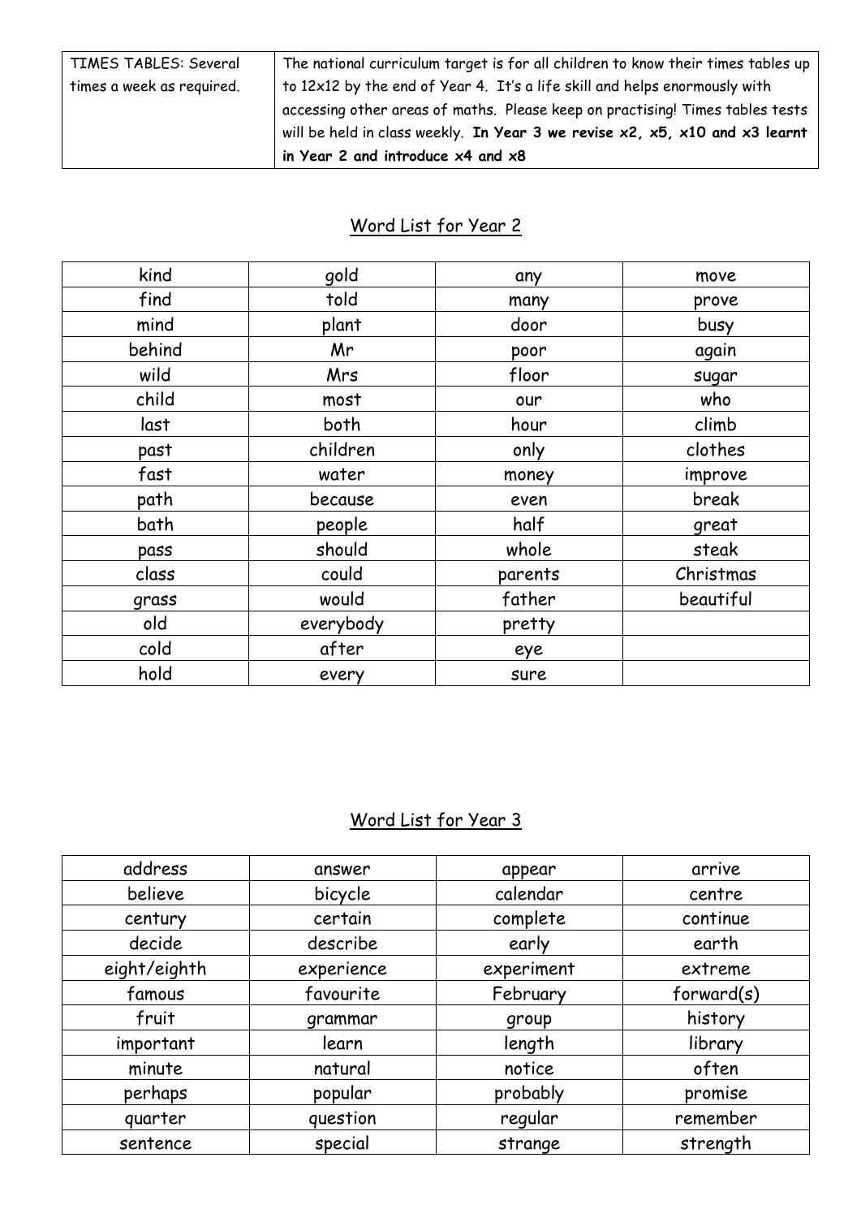| TIMES TABLES: Several times a week as required. | The national curriculum target is for all children to know their times tables up to 12x12 by the end of Year 4. It's a life skill and helps enormously with accessing other areas of maths. Please keep on practising! Times tables tests will be held in class weekly. **In Year 3 we revise x2, x5, x10 and x3 learnt in Year 2 and introduce x4 and x8** |
|---|---|

## Word List for Year 2

| | | | |
|---|---|---|---|
| kind | gold | any | move |
| find | told | many | prove |
| mind | plant | door | busy |
| behind | Mr | poor | again |
| wild | Mrs | floor | sugar |
| child | most | our | who |
| last | both | hour | climb |
| past | children | only | clothes |
| fast | water | money | improve |
| path | because | even | break |
| bath | people | half | great |
| pass | should | whole | steak |
| class | could | parents | Christmas |
| grass | would | father | beautiful |
| old | everybody | pretty | |
| cold | after | eye | |
| hold | every | sure | |

## Word List for Year 3

| | | | |
|---|---|---|---|
| address | answer | appear | arrive |
| believe | bicycle | calendar | centre |
| century | certain | complete | continue |
| decide | describe | early | earth |
| eight/eighth | experience | experiment | extreme |
| famous | favourite | February | forward(s) |
| fruit | grammar | group | history |
| important | learn | length | library |
| minute | natural | notice | often |
| perhaps | popular | probably | promise |
| quarter | question | regular | remember |
| sentence | special | strange | strength |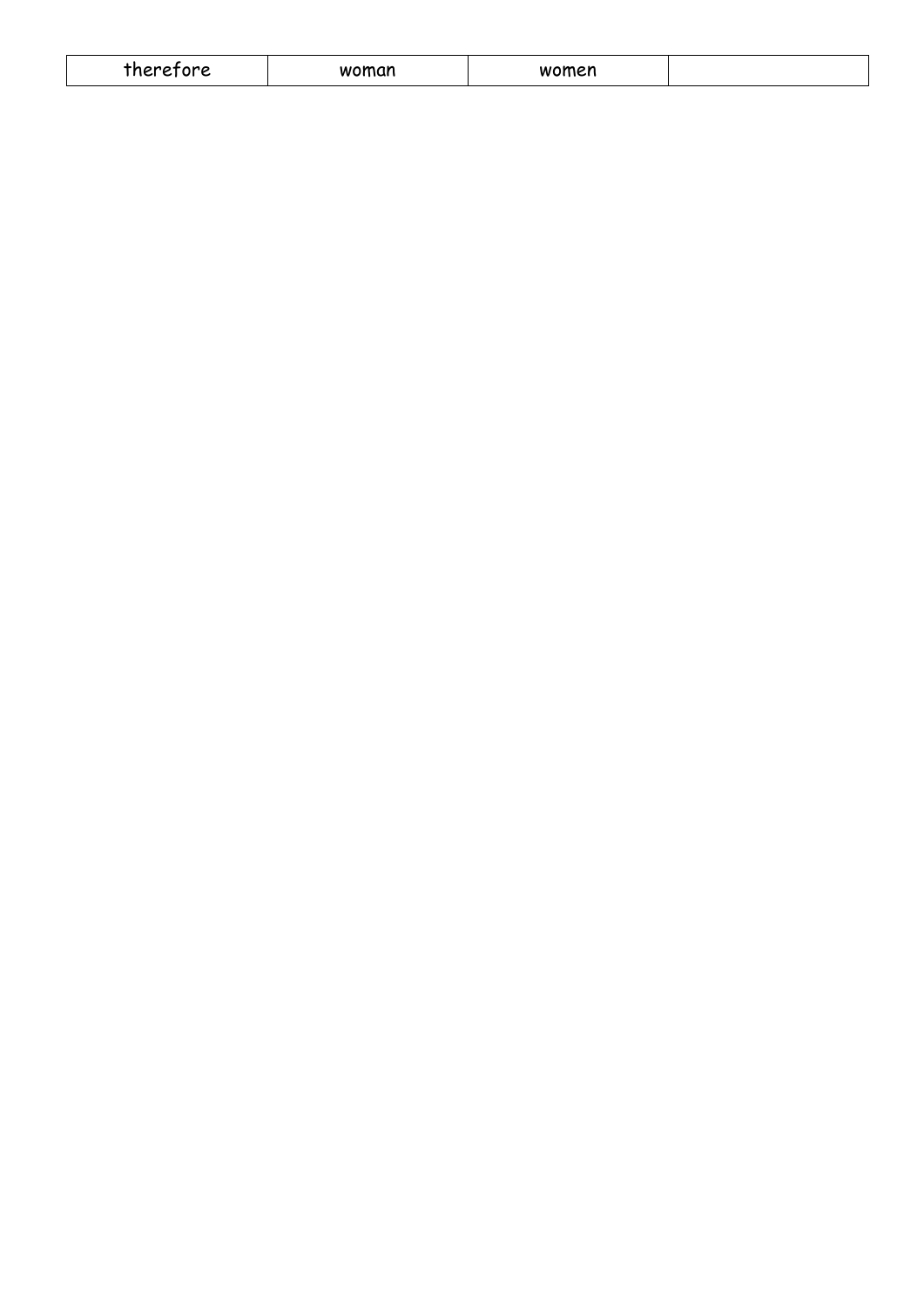| | | | |
|---|---|---|---|
| therefore | woman | women | |